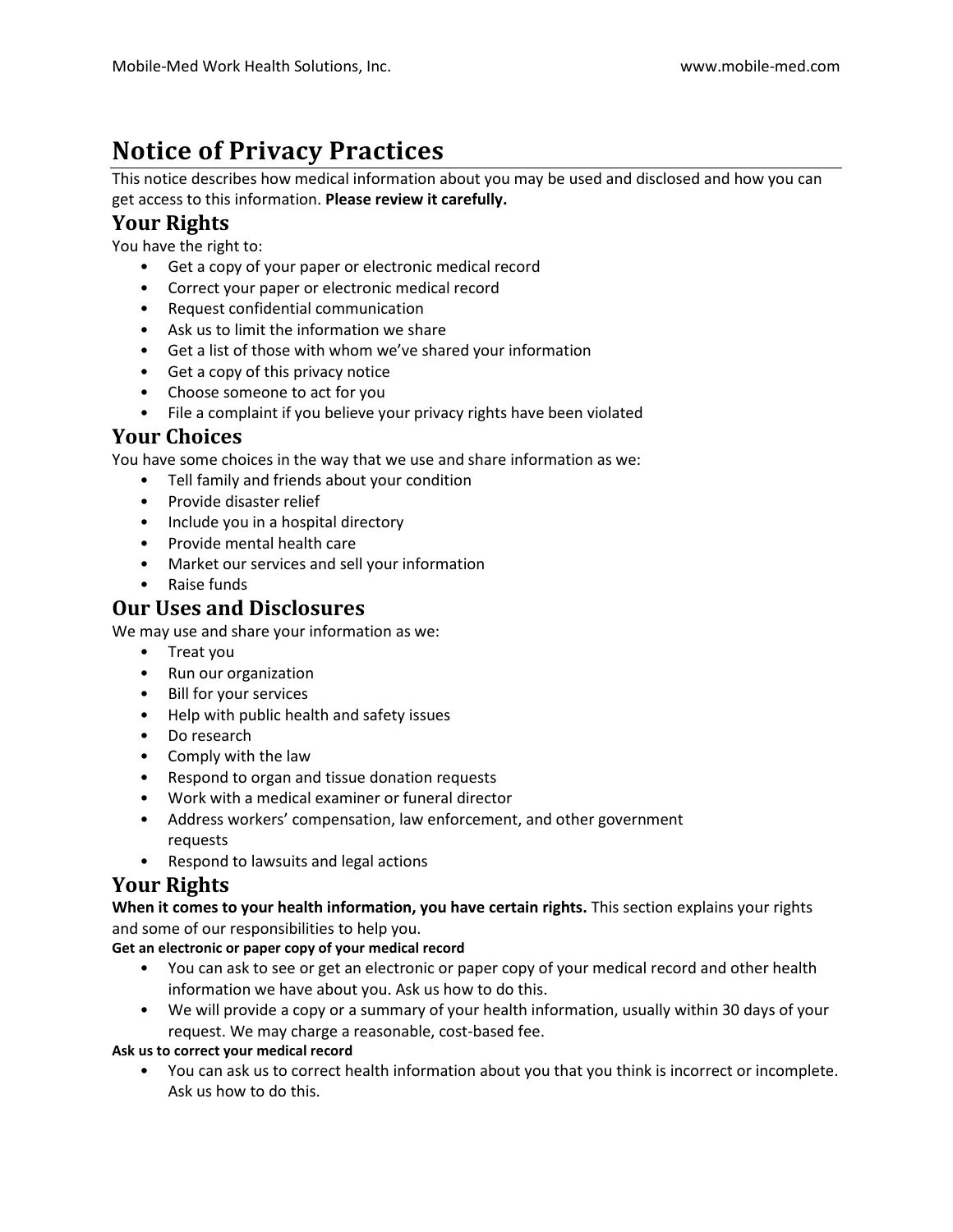# Notice of Privacy Practices

This notice describes how medical information about you may be used and disclosed and how you can get access to this information. **Please review it carefully.**

## Your Rights

You have the right to:

- Get a copy of your paper or electronic medical record
- Correct your paper or electronic medical record
- Request confidential communication
- Ask us to limit the information we share
- Get a list of those with whom we've shared your information
- Get a copy of this privacy notice
- Choose someone to act for you
- File a complaint if you believe your privacy rights have been violated

## Your Choices

You have some choices in the way that we use and share information as we:

- Tell family and friends about your condition
- Provide disaster relief
- Include you in a hospital directory
- Provide mental health care
- Market our services and sell your information
- Raise funds

## Our Uses and Disclosures

We may use and share your information as we:

- Treat you
- Run our organization
- Bill for your services
- Help with public health and safety issues
- Do research
- Comply with the law
- Respond to organ and tissue donation requests
- Work with a medical examiner or funeral director
- Address workers' compensation, law enforcement, and other government requests
- Respond to lawsuits and legal actions

## Your Rights

**When it comes to your health information, you have certain rights.** This section explains your rights and some of our responsibilities to help you.

#### Get an electronic or paper copy of your medical record

- You can ask to see or get an electronic or paper copy of your medical record and other health information we have about you. Ask us how to do this.
- We will provide a copy or a summary of your health information, usually within 30 days of your request. We may charge a reasonable, cost-based fee.

#### Ask us to correct your medical record

- You can ask us to correct health information about you that you think is incorrect or incomplete. Ask us how to do this.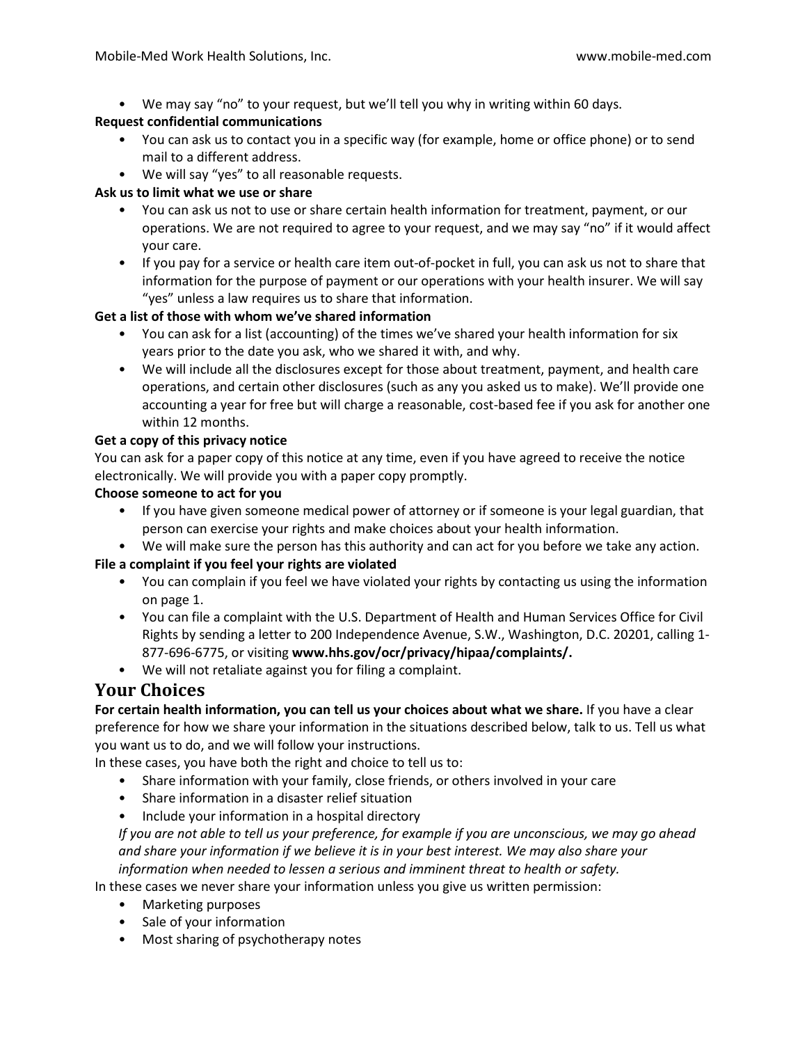- We may say "no" to your request, but we'll tell you why in writing within 60 days.

**Request confidential communications**

- You can ask us to contact you in a specific way (for example, home or office phone) or to send mail to a different address.
- We will say "yes" to all reasonable requests.

**Ask us to limit what we use or share**

- You can ask us not to use or share certain health information for treatment, payment, or our operations. We are not required to agree to your request, and we may say "no" if it would affect your care.
- If you pay for a service or health care item out-of-pocket in full, you can ask us not to share that information for the purpose of payment or our operations with your health insurer. We will say "yes" unless a law requires us to share that information.

**Get a list of those with whom we've shared information**

- You can ask for a list (accounting) of the times we've shared your health information for six years prior to the date you ask, who we shared it with, and why.
- We will include all the disclosures except for those about treatment, payment, and health care operations, and certain other disclosures (such as any you asked us to make). We'll provide one accounting a year for free but will charge a reasonable, cost-based fee if you ask for another one within 12 months.

**Get a copy of this privacy notice**

You can ask for a paper copy of this notice at any time, even if you have agreed to receive the notice electronically. We will provide you with a paper copy promptly.

**Choose someone to act for you**

- If you have given someone medical power of attorney or if someone is your legal guardian, that person can exercise your rights and make choices about your health information.
- We will make sure the person has this authority and can act for you before we take any action.

**File a complaint if you feel your rights are violated**

- You can complain if you feel we have violated your rights by contacting us using the information on page 1.
- You can file a complaint with the U.S. Department of Health and Human Services Office for Civil Rights by sending a letter to 200 Independence Avenue, S.W., Washington, D.C. 20201, calling 1-877-696-6775, or visiting **www.hhs.gov/ocr/privacy/hipaa/complaints/.**
- We will not retaliate against you for filing a complaint.

## Your Choices

**For certain health information, you can tell us your choices about what we share.** If you have a clear preference for how we share your information in the situations described below, talk to us. Tell us what you want us to do, and we will follow your instructions.

In these cases, you have both the right and choice to tell us to:

- Share information with your family, close friends, or others involved in your care
- Share information in a disaster relief situation
- Include your information in a hospital directory

*If you are not able to tell us your preference, for example if you are unconscious, we may go ahead and share your information if we believe it is in your best interest. We may also share your information when needed to lessen a serious and imminent threat to health or safety.*

In these cases we never share your information unless you give us written permission:

- Marketing purposes
- Sale of your information
- Most sharing of psychotherapy notes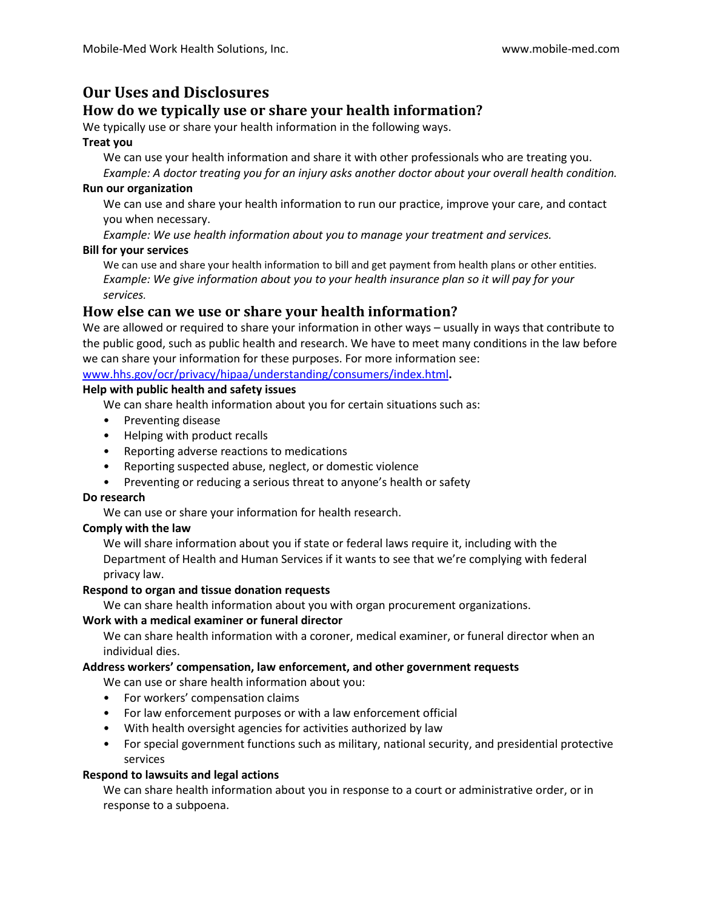# Our Uses and Disclosures

## How do we typically use or share your health information?

We typically use or share your health information in the following ways.

**Treat you**

We can use your health information and share it with other professionals who are treating you.

*Example: A doctor treating you for an injury asks another doctor about your overall health condition.*

**Run our organization**

We can use and share your health information to run our practice, improve your care, and contact you when necessary.

*Example: We use health information about you to manage your treatment and services.*

**Bill for your services**

We can use and share your health information to bill and get payment from health plans or other entities.

*Example: We give information about you to your health insurance plan so it will pay for your services.*

## How else can we use or share your health information?

We are allowed or required to share your information in other ways – usually in ways that contribute to the public good, such as public health and research. We have to meet many conditions in the law before we can share your information for these purposes. For more information see: [www.hhs.gov/ocr/privacy/hipaa/understanding/consumers/index.html](www.hhs.gov/ocr/privacy/hipaa/understanding/consumers/index.html)**.**

**Help with public health and safety issues**

We can share health information about you for certain situations such as:

- Preventing disease
- Helping with product recalls
- Reporting adverse reactions to medications
- Reporting suspected abuse, neglect, or domestic violence
- Preventing or reducing a serious threat to anyone's health or safety

**Do research**

We can use or share your information for health research.

**Comply with the law**

We will share information about you if state or federal laws require it, including with the Department of Health and Human Services if it wants to see that we're complying with federal privacy law.

**Respond to organ and tissue donation requests**

We can share health information about you with organ procurement organizations.

**Work with a medical examiner or funeral director**

We can share health information with a coroner, medical examiner, or funeral director when an individual dies.

**Address workers' compensation, law enforcement, and other government requests**

We can use or share health information about you:

- For workers' compensation claims
- For law enforcement purposes or with a law enforcement official
- With health oversight agencies for activities authorized by law
- For special government functions such as military, national security, and presidential protective services

**Respond to lawsuits and legal actions**

We can share health information about you in response to a court or administrative order, or in response to a subpoena.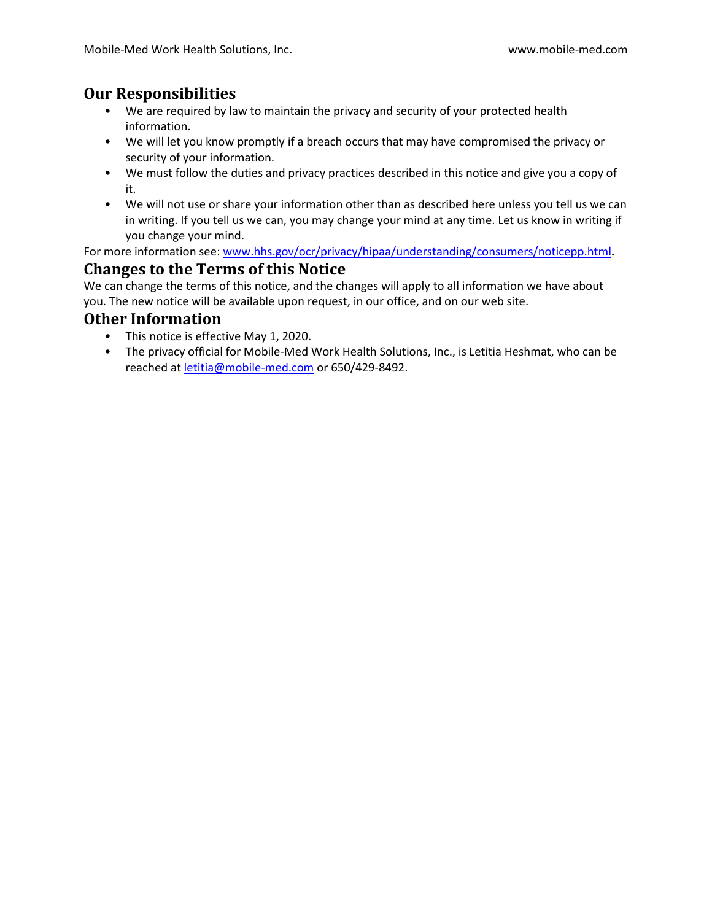## Our Responsibilities

- We are required by law to maintain the privacy and security of your protected health information.
- We will let you know promptly if a breach occurs that may have compromised the privacy or security of your information.
- We must follow the duties and privacy practices described in this notice and give you a copy of it.
- We will not use or share your information other than as described here unless you tell us we can in writing. If you tell us we can, you may change your mind at any time. Let us know in writing if you change your mind.

For more information see: www.hhs.gov/ocr/privacy/hipaa/understanding/consumers/noticepp.html.

## Changes to the Terms of this Notice

We can change the terms of this notice, and the changes will apply to all information we have about you. The new notice will be available upon request, in our office, and on our web site.

## Other Information

- This notice is effective May 1, 2020.
- The privacy official for Mobile-Med Work Health Solutions, Inc., is Letitia Heshmat, who can be reached at letitia@mobile-med.com or 650/429-8492.